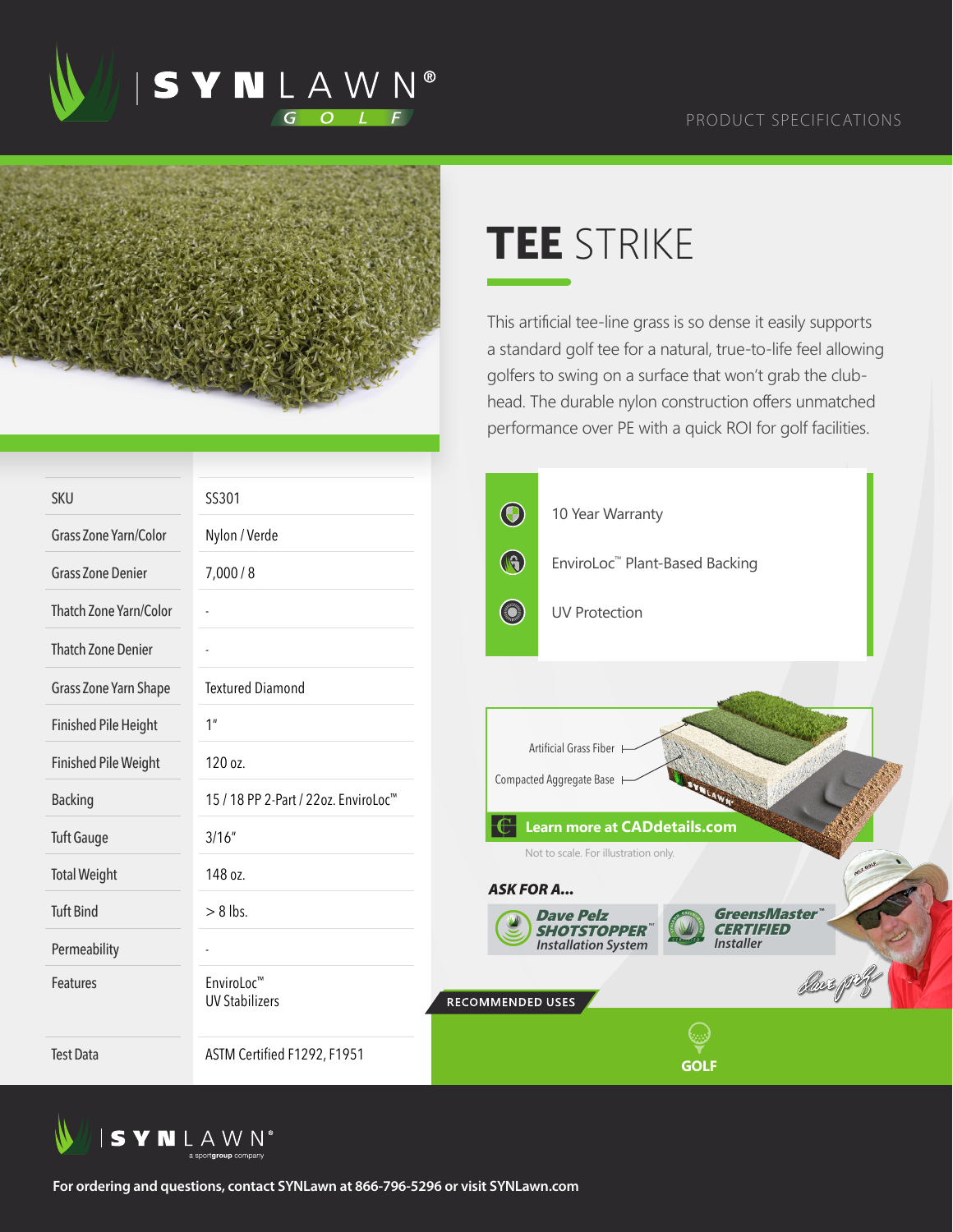SYNLAWN® GOLF

PRODUCT SPECIFICATIONS

# TEE STRIKE

This artificial tee-line grass is so dense it easily supports a standard golf tee for a natural, true-to-life feel allowing golfers to swing on a surface that won't grab the club-head. The durable nylon construction offers unmatched performance over PE with a quick ROI for golf facilities.

| | |
|---|---|
| SKU | SS301 |
| Grass Zone Yarn/Color | Nylon / Verde |
| Grass Zone Denier | 7,000 / 8 |
| Thatch Zone Yarn/Color | - |
| Thatch Zone Denier | - |
| Grass Zone Yarn Shape | Textured Diamond |
| Finished Pile Height | 1" |
| Finished Pile Weight | 120 oz. |
| Backing | 15 / 18 PP 2-Part / 22oz. EnviroLoc™ |
| Tuft Gauge | 3/16" |
| Total Weight | 148 oz. |
| Tuft Bind | > 8 lbs. |
| Permeability | - |
| Features | EnviroLoc™<br>UV Stabilizers |
| Test Data | ASTM Certified F1292, F1951 |

- 10 Year Warranty
- EnviroLoc™ Plant-Based Backing
- UV Protection

Artificial Grass Fiber

Compacted Aggregate Base

Learn more at CADdetails.com

Not to scale. For illustration only.

**ASK FOR A...**

*Dave Pelz SHOTSTOPPER™ Installation System*

*GreensMaster™ CERTIFIED Installer*

RECOMMENDED USES

GOLF

SYNLAWN® a sportgroup company

**For ordering and questions, contact SYNLawn at 866-796-5296 or visit SYNLawn.com**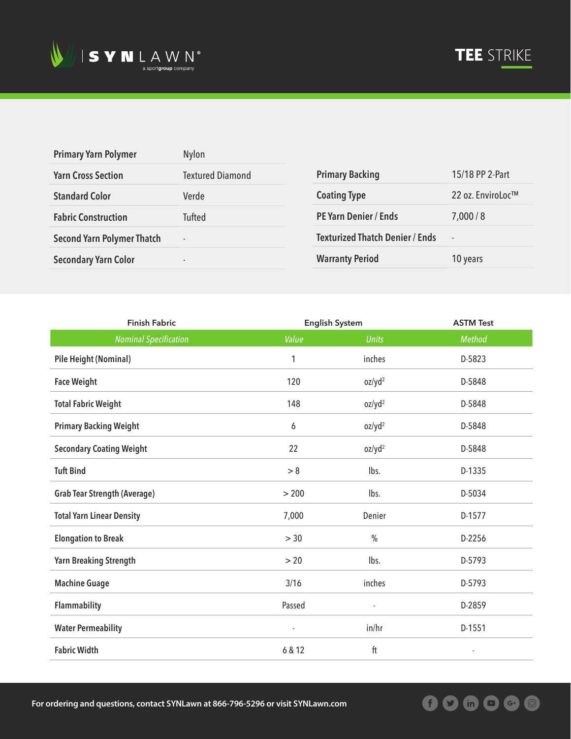SYNLAWN® a sportgroup company

# TEE STRIKE

| | |
|---|---|
| Primary Yarn Polymer | Nylon |
| Yarn Cross Section | Textured Diamond |
| Standard Color | Verde |
| Fabric Construction | Tufted |
| Second Yarn Polymer Thatch | - |
| Secondary Yarn Color | - |

| | |
|---|---|
| Primary Backing | 15/18 PP 2-Part |
| Coating Type | 22 oz. EnviroLoc™ |
| PE Yarn Denier / Ends | 7,000 / 8 |
| Texturized Thatch Denier / Ends | - |
| Warranty Period | 10 years |

| Finish Fabric | English System | | ASTM Test |
|---|---|---|---|
| *Nominal Specification* | *Value* | *Units* | *Method* |
| Pile Height (Nominal) | 1 | inches | D-5823 |
| Face Weight | 120 | oz/yd² | D-5848 |
| Total Fabric Weight | 148 | oz/yd² | D-5848 |
| Primary Backing Weight | 6 | oz/yd² | D-5848 |
| Secondary Coating Weight | 22 | oz/yd² | D-5848 |
| Tuft Bind | > 8 | lbs. | D-1335 |
| Grab Tear Strength (Average) | > 200 | lbs. | D-5034 |
| Total Yarn Linear Density | 7,000 | Denier | D-1577 |
| Elongation to Break | > 30 | % | D-2256 |
| Yarn Breaking Strength | > 20 | lbs. | D-5793 |
| Machine Guage | 3/16 | inches | D-5793 |
| Flammability | Passed | - | D-2859 |
| Water Permeability | - | in/hr | D-1551 |
| Fabric Width | 6 & 12 | ft | - |

**For ordering and questions, contact SYNLawn at 866-796-5296 or visit SYNLawn.com**